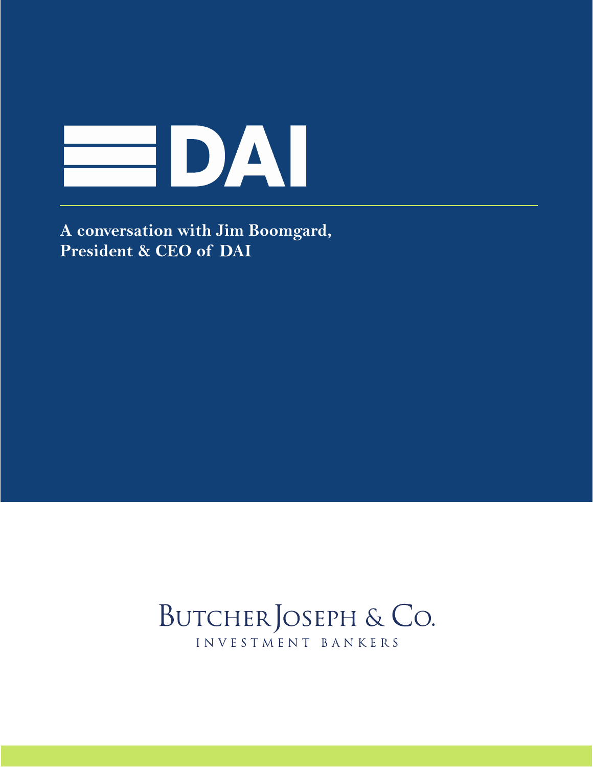# DAI

**A conversation with Jim Boomgard, President & CEO of DAI**

BUTCHER JOSEPH & CO.

INVESTMENT BANKERS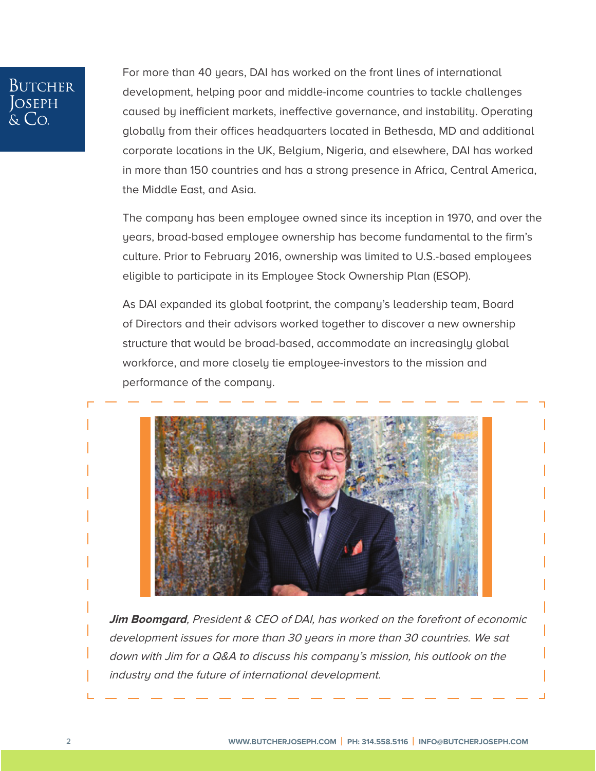For more than 40 years, DAI has worked on the front lines of international development, helping poor and middle-income countries to tackle challenges caused by inefficient markets, ineffective governance, and instability. Operating globally from their offices headquarters located in Bethesda, MD and additional corporate locations in the UK, Belgium, Nigeria, and elsewhere, DAI has worked in more than 150 countries and has a strong presence in Africa, Central America, the Middle East, and Asia.

The company has been employee owned since its inception in 1970, and over the years, broad-based employee ownership has become fundamental to the firm's culture. Prior to February 2016, ownership was limited to U.S.-based employees eligible to participate in its Employee Stock Ownership Plan (ESOP).

As DAI expanded its global footprint, the company's leadership team, Board of Directors and their advisors worked together to discover a new ownership structure that would be broad-based, accommodate an increasingly global workforce, and more closely tie employee-investors to the mission and performance of the company.

***Jim Boomgard**, President & CEO of DAI, has worked on the forefront of economic development issues for more than 30 years in more than 30 countries. We sat down with Jim for a Q&A to discuss his company's mission, his outlook on the industry and the future of international development.*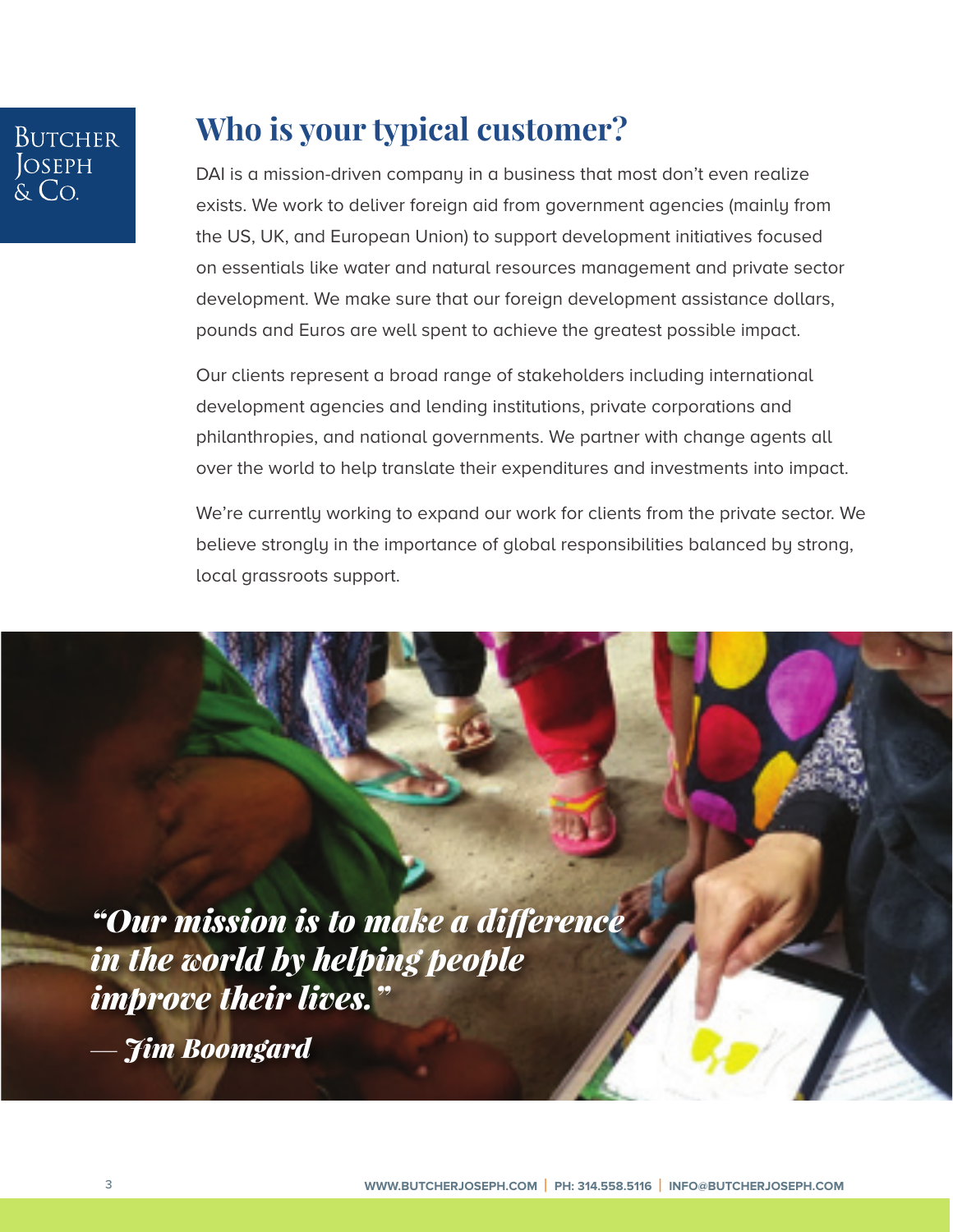## Who is your typical customer?

DAI is a mission-driven company in a business that most don't even realize exists. We work to deliver foreign aid from government agencies (mainly from the US, UK, and European Union) to support development initiatives focused on essentials like water and natural resources management and private sector development. We make sure that our foreign development assistance dollars, pounds and Euros are well spent to achieve the greatest possible impact.

Our clients represent a broad range of stakeholders including international development agencies and lending institutions, private corporations and philanthropies, and national governments. We partner with change agents all over the world to help translate their expenditures and investments into impact.

We're currently working to expand our work for clients from the private sector. We believe strongly in the importance of global responsibilities balanced by strong, local grassroots support.

***"Our mission is to make a difference in the world by helping people improve their lives."***

***— Jim Boomgard***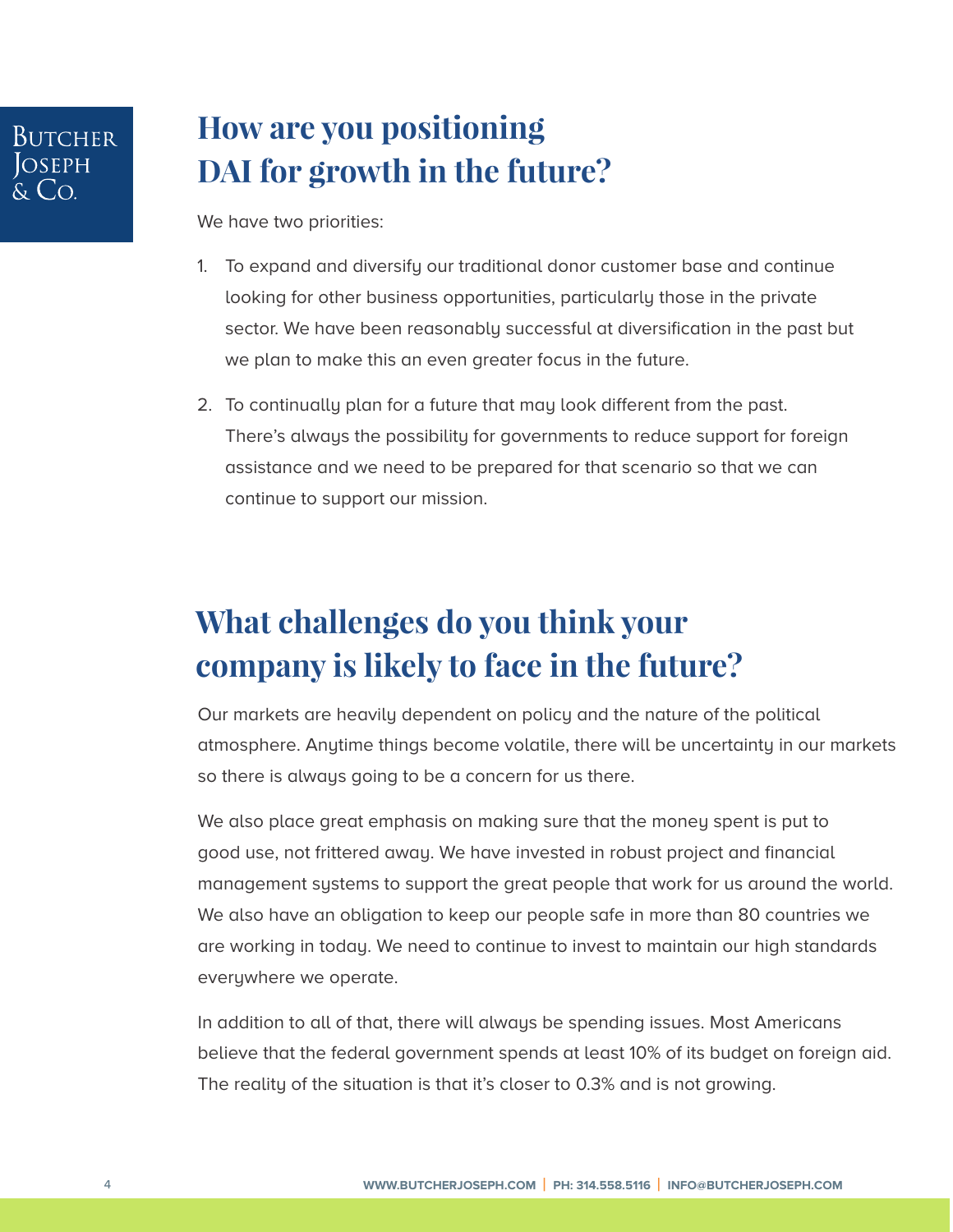## How are you positioning DAI for growth in the future?

We have two priorities:

1. To expand and diversify our traditional donor customer base and continue looking for other business opportunities, particularly those in the private sector. We have been reasonably successful at diversification in the past but we plan to make this an even greater focus in the future.

2. To continually plan for a future that may look different from the past. There's always the possibility for governments to reduce support for foreign assistance and we need to be prepared for that scenario so that we can continue to support our mission.

## What challenges do you think your company is likely to face in the future?

Our markets are heavily dependent on policy and the nature of the political atmosphere. Anytime things become volatile, there will be uncertainty in our markets so there is always going to be a concern for us there.

We also place great emphasis on making sure that the money spent is put to good use, not frittered away. We have invested in robust project and financial management systems to support the great people that work for us around the world. We also have an obligation to keep our people safe in more than 80 countries we are working in today. We need to continue to invest to maintain our high standards everywhere we operate.

In addition to all of that, there will always be spending issues. Most Americans believe that the federal government spends at least 10% of its budget on foreign aid. The reality of the situation is that it's closer to 0.3% and is not growing.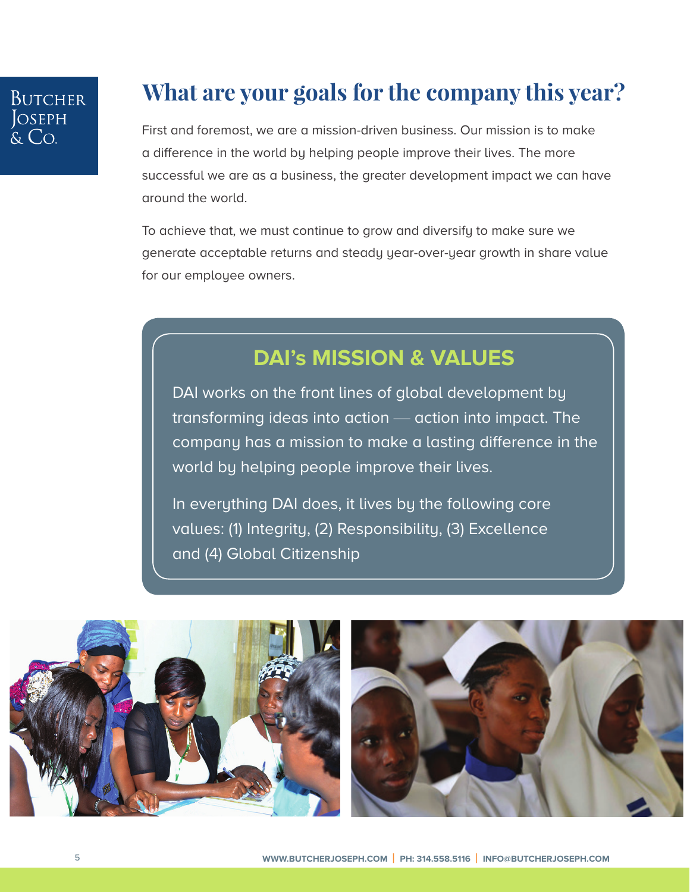## What are your goals for the company this year?

First and foremost, we are a mission-driven business. Our mission is to make a difference in the world by helping people improve their lives. The more successful we are as a business, the greater development impact we can have around the world.

To achieve that, we must continue to grow and diversify to make sure we generate acceptable returns and steady year-over-year growth in share value for our employee owners.

### DAI's MISSION & VALUES

DAI works on the front lines of global development by transforming ideas into action — action into impact. The company has a mission to make a lasting difference in the world by helping people improve their lives.

In everything DAI does, it lives by the following core values: (1) Integrity, (2) Responsibility, (3) Excellence and (4) Global Citizenship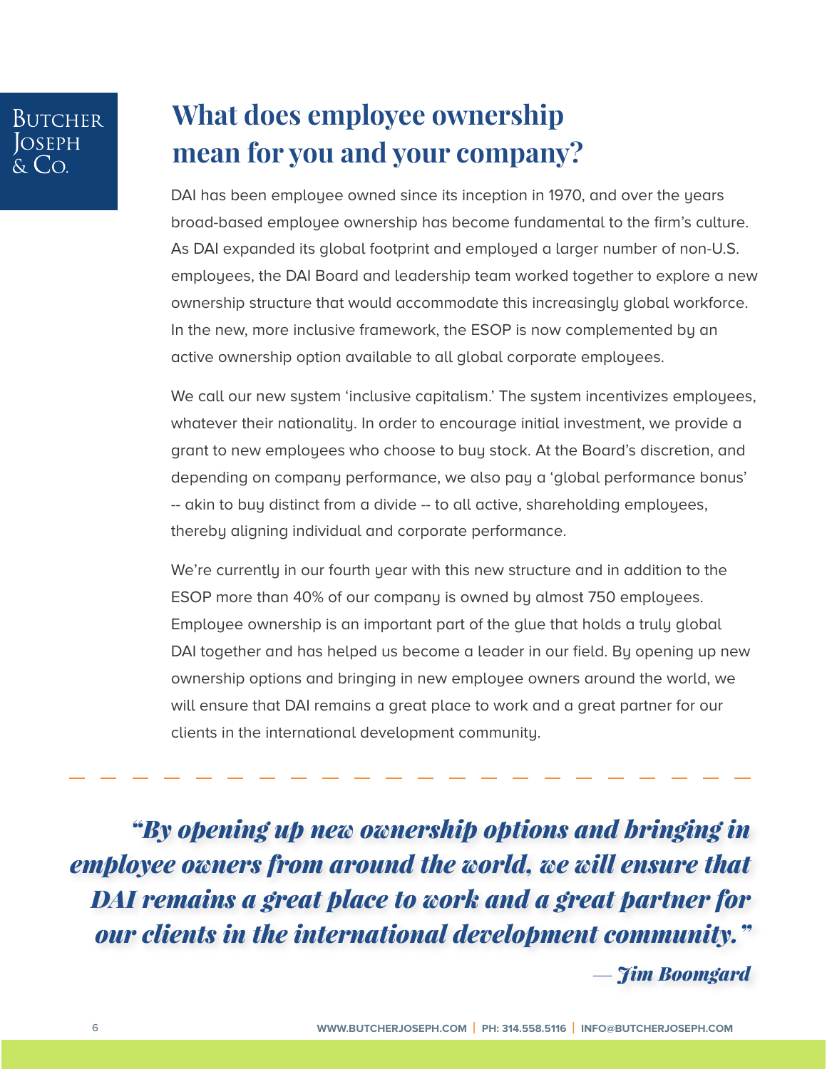# What does employee ownership mean for you and your company?

DAI has been employee owned since its inception in 1970, and over the years broad-based employee ownership has become fundamental to the firm's culture. As DAI expanded its global footprint and employed a larger number of non-U.S. employees, the DAI Board and leadership team worked together to explore a new ownership structure that would accommodate this increasingly global workforce. In the new, more inclusive framework, the ESOP is now complemented by an active ownership option available to all global corporate employees.

We call our new system 'inclusive capitalism.' The system incentivizes employees, whatever their nationality. In order to encourage initial investment, we provide a grant to new employees who choose to buy stock. At the Board's discretion, and depending on company performance, we also pay a 'global performance bonus' -- akin to buy distinct from a divide -- to all active, shareholding employees, thereby aligning individual and corporate performance.

We're currently in our fourth year with this new structure and in addition to the ESOP more than 40% of our company is owned by almost 750 employees. Employee ownership is an important part of the glue that holds a truly global DAI together and has helped us become a leader in our field. By opening up new ownership options and bringing in new employee owners around the world, we will ensure that DAI remains a great place to work and a great partner for our clients in the international development community.

***"By opening up new ownership options and bringing in employee owners from around the world, we will ensure that DAI remains a great place to work and a great partner for our clients in the international development community."***

***— Jim Boomgard***